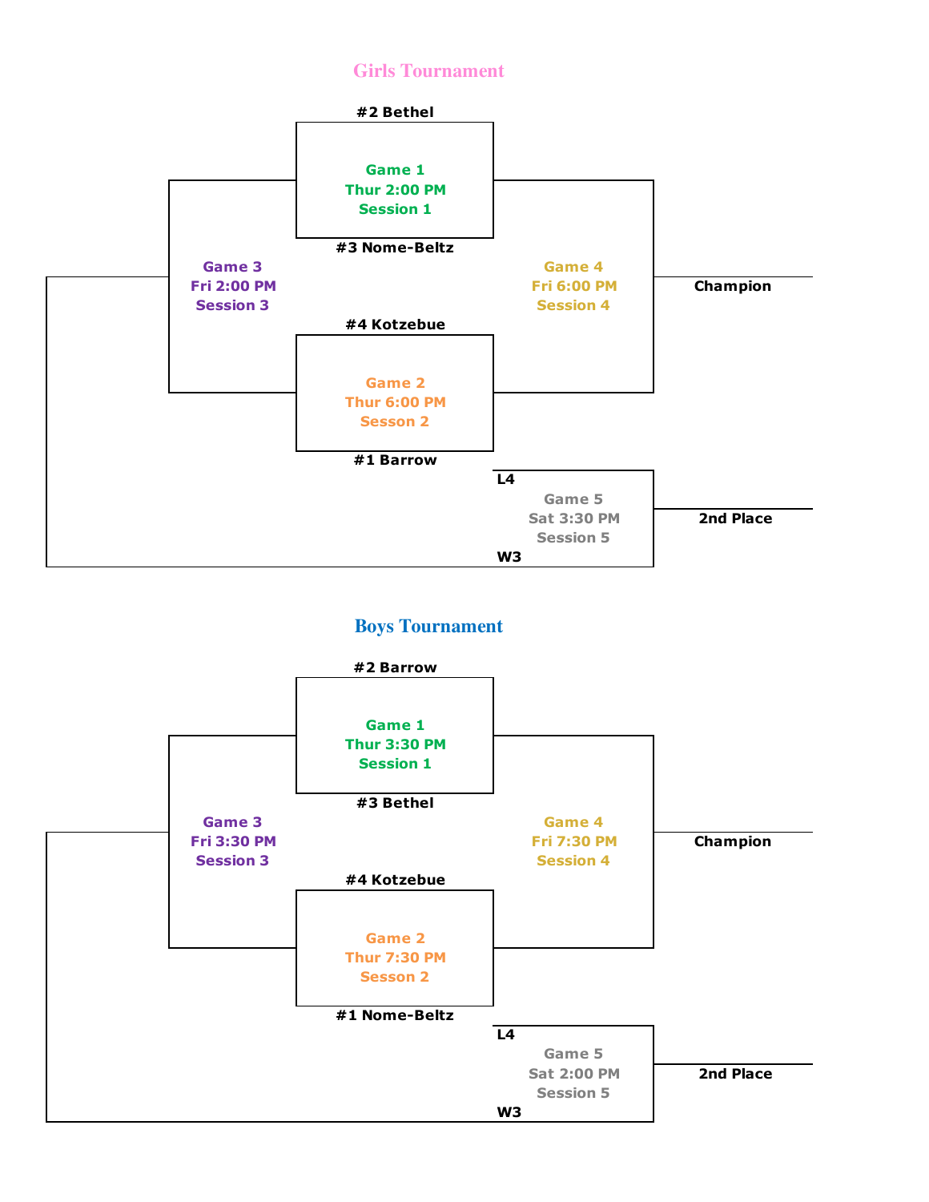# Girls Tournament

**#2 Bethel**

**Game 1**
**Thur 2:00 PM**
**Session 1**

**#3 Nome-Beltz**

**Game 3**
**Fri 2:00 PM**
**Session 3**

**Game 4**
**Fri 6:00 PM**
**Session 4**

**Champion**

**#4 Kotzebue**

**Game 2**
**Thur 6:00 PM**
**Sesson 2**

**#1 Barrow**

**L4**

**Game 5**
**Sat 3:30 PM**
**Session 5**

**2nd Place**

**W3**

# Boys Tournament

**#2 Barrow**

**Game 1**
**Thur 3:30 PM**
**Session 1**

**#3 Bethel**

**Game 3**
**Fri 3:30 PM**
**Session 3**

**Game 4**
**Fri 7:30 PM**
**Session 4**

**Champion**

**#4 Kotzebue**

**Game 2**
**Thur 7:30 PM**
**Sesson 2**

**#1 Nome-Beltz**

**L4**

**Game 5**
**Sat 2:00 PM**
**Session 5**

**2nd Place**

**W3**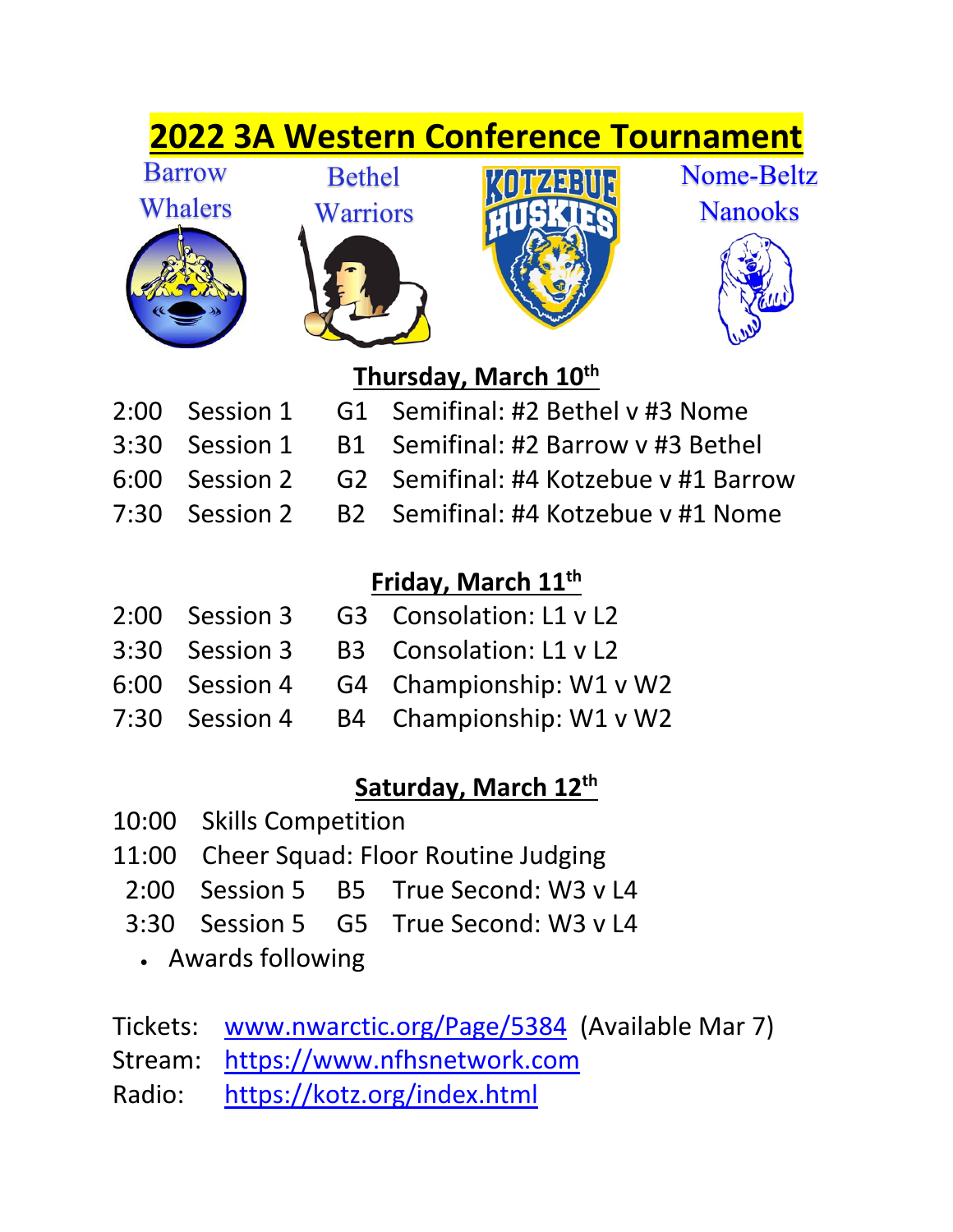# 2022 3A Western Conference Tournament

Barrow Whalers | Bethel Warriors | KOTZEBUE HUSKIES | Nome-Beltz Nanooks

## Thursday, March 10th

| | | | |
|---|---|---|---|
| 2:00 | Session 1 | G1 | Semifinal: #2 Bethel v #3 Nome |
| 3:30 | Session 1 | B1 | Semifinal: #2 Barrow v #3 Bethel |
| 6:00 | Session 2 | G2 | Semifinal: #4 Kotzebue v #1 Barrow |
| 7:30 | Session 2 | B2 | Semifinal: #4 Kotzebue v #1 Nome |

## Friday, March 11th

| | | | |
|---|---|---|---|
| 2:00 | Session 3 | G3 | Consolation: L1 v L2 |
| 3:30 | Session 3 | B3 | Consolation: L1 v L2 |
| 6:00 | Session 4 | G4 | Championship: W1 v W2 |
| 7:30 | Session 4 | B4 | Championship: W1 v W2 |

## Saturday, March 12th

10:00 Skills Competition

11:00 Cheer Squad: Floor Routine Judging

| | | | |
|---|---|---|---|
| 2:00 | Session 5 | B5 | True Second: W3 v L4 |
| 3:30 | Session 5 | G5 | True Second: W3 v L4 |

- Awards following

Tickets: www.nwarctic.org/Page/5384 (Available Mar 7)
Stream: https://www.nfhsnetwork.com
Radio: https://kotz.org/index.html